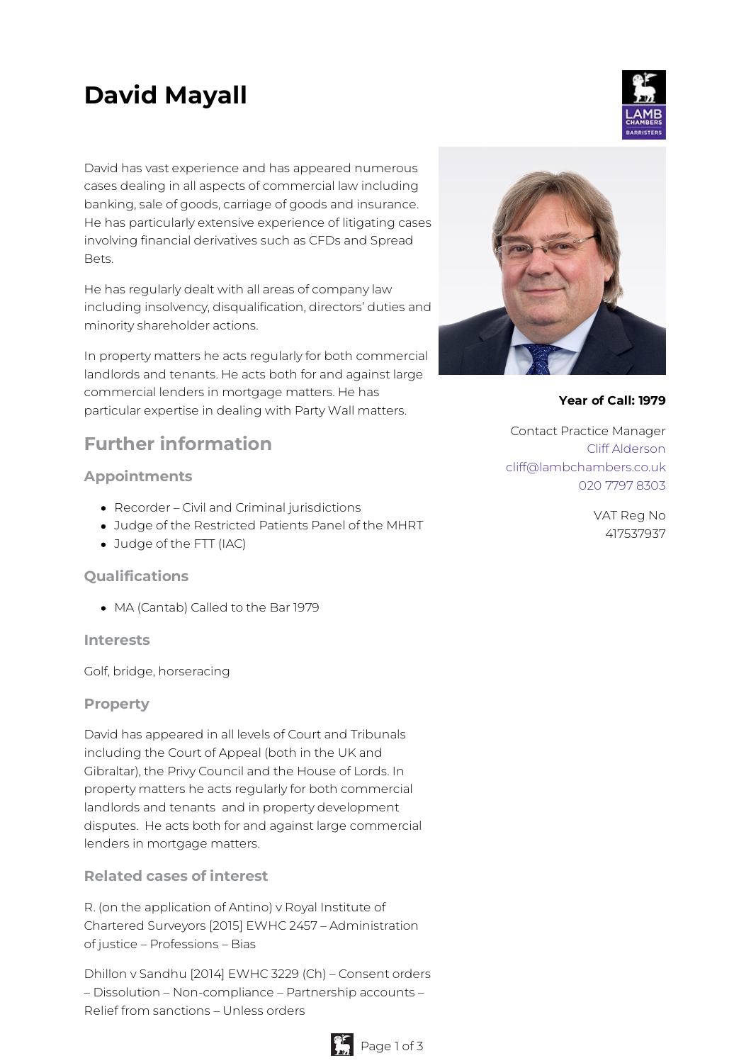# David Mayall

David has vast experience and has appeared numerous cases dealing in all aspects of commercial law including banking, sale of goods, carriage of goods and insurance. He has particularly extensive experience of litigating cases involving financial derivatives such as CFDs and Spread Bets.

He has regularly dealt with all areas of company law including insolvency, disqualification, directors' duties and minority shareholder actions.

In property matters he acts regularly for both commercial landlords and tenants. He acts both for and against large commercial lenders in mortgage matters. He has particular expertise in dealing with Party Wall matters.

**Year of Call: 1979**

Contact Practice Manager
Cliff Alderson
cliff@lambchambers.co.uk
020 7797 8303

VAT Reg No
417537937

## Further information

### Appointments

- Recorder – Civil and Criminal jurisdictions
- Judge of the Restricted Patients Panel of the MHRT
- Judge of the FTT (IAC)

### Qualifications

- MA (Cantab) Called to the Bar 1979

### Interests

Golf, bridge, horseracing

### Property

David has appeared in all levels of Court and Tribunals including the Court of Appeal (both in the UK and Gibraltar), the Privy Council and the House of Lords. In property matters he acts regularly for both commercial landlords and tenants and in property development disputes. He acts both for and against large commercial lenders in mortgage matters.

### Related cases of interest

R. (on the application of Antino) v Royal Institute of Chartered Surveyors [2015] EWHC 2457 – Administration of justice – Professions – Bias

Dhillon v Sandhu [2014] EWHC 3229 (Ch) – Consent orders – Dissolution – Non-compliance – Partnership accounts – Relief from sanctions – Unless orders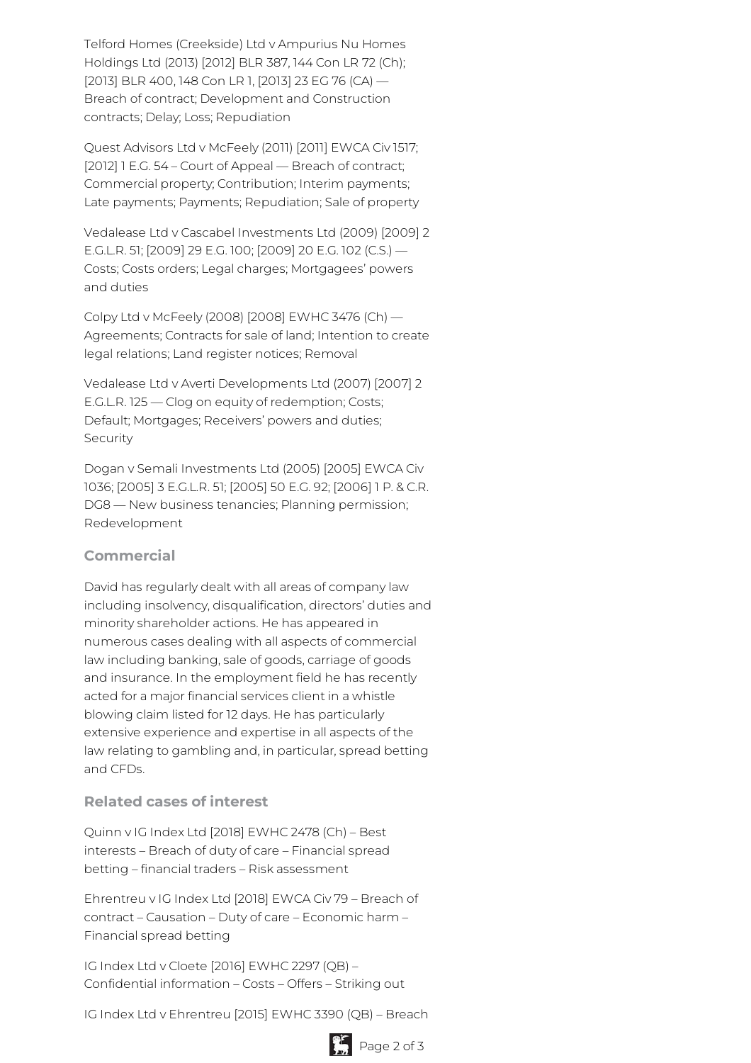Telford Homes (Creekside) Ltd v Ampurius Nu Homes Holdings Ltd (2013) [2012] BLR 387, 144 Con LR 72 (Ch); [2013] BLR 400, 148 Con LR 1, [2013] 23 EG 76 (CA) — Breach of contract; Development and Construction contracts; Delay; Loss; Repudiation

Quest Advisors Ltd v McFeely (2011) [2011] EWCA Civ 1517; [2012] 1 E.G. 54 – Court of Appeal — Breach of contract; Commercial property; Contribution; Interim payments; Late payments; Payments; Repudiation; Sale of property

Vedalease Ltd v Cascabel Investments Ltd (2009) [2009] 2 E.G.L.R. 51; [2009] 29 E.G. 100; [2009] 20 E.G. 102 (C.S.) — Costs; Costs orders; Legal charges; Mortgagees' powers and duties

Colpy Ltd v McFeely (2008) [2008] EWHC 3476 (Ch) — Agreements; Contracts for sale of land; Intention to create legal relations; Land register notices; Removal

Vedalease Ltd v Averti Developments Ltd (2007) [2007] 2 E.G.L.R. 125 — Clog on equity of redemption; Costs; Default; Mortgages; Receivers' powers and duties; Security

Dogan v Semali Investments Ltd (2005) [2005] EWCA Civ 1036; [2005] 3 E.G.L.R. 51; [2005] 50 E.G. 92; [2006] 1 P. & C.R. DG8 — New business tenancies; Planning permission; Redevelopment

## Commercial

David has regularly dealt with all areas of company law including insolvency, disqualification, directors' duties and minority shareholder actions. He has appeared in numerous cases dealing with all aspects of commercial law including banking, sale of goods, carriage of goods and insurance. In the employment field he has recently acted for a major financial services client in a whistle blowing claim listed for 12 days. He has particularly extensive experience and expertise in all aspects of the law relating to gambling and, in particular, spread betting and CFDs.

## Related cases of interest

Quinn v IG Index Ltd [2018] EWHC 2478 (Ch) – Best interests – Breach of duty of care – Financial spread betting – financial traders – Risk assessment

Ehrentreu v IG Index Ltd [2018] EWCA Civ 79 – Breach of contract – Causation – Duty of care – Economic harm – Financial spread betting

IG Index Ltd v Cloete [2016] EWHC 2297 (QB) – Confidential information – Costs – Offers – Striking out

IG Index Ltd v Ehrentreu [2015] EWHC 3390 (QB) – Breach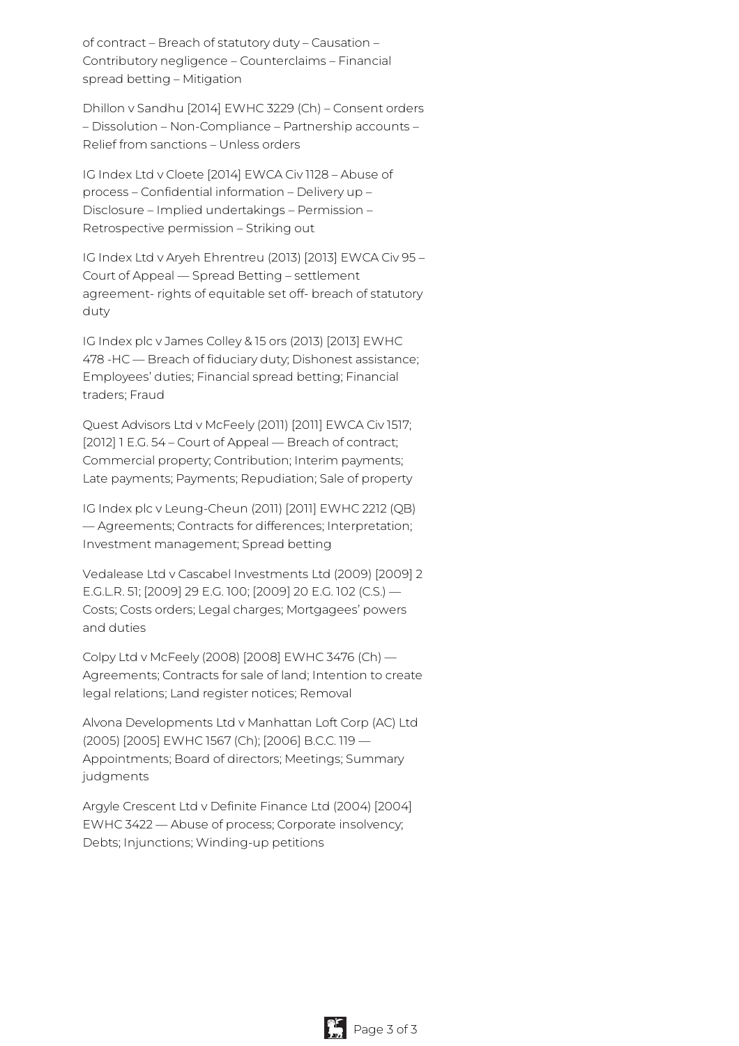of contract – Breach of statutory duty – Causation – Contributory negligence – Counterclaims – Financial spread betting – Mitigation

Dhillon v Sandhu [2014] EWHC 3229 (Ch) – Consent orders – Dissolution – Non-Compliance – Partnership accounts – Relief from sanctions – Unless orders

IG Index Ltd v Cloete [2014] EWCA Civ 1128 – Abuse of process – Confidential information – Delivery up – Disclosure – Implied undertakings – Permission – Retrospective permission – Striking out

IG Index Ltd v Aryeh Ehrentreu (2013) [2013] EWCA Civ 95 – Court of Appeal — Spread Betting – settlement agreement- rights of equitable set off- breach of statutory duty

IG Index plc v James Colley & 15 ors (2013) [2013] EWHC 478 -HC — Breach of fiduciary duty; Dishonest assistance; Employees' duties; Financial spread betting; Financial traders; Fraud

Quest Advisors Ltd v McFeely (2011) [2011] EWCA Civ 1517; [2012] 1 E.G. 54 – Court of Appeal — Breach of contract; Commercial property; Contribution; Interim payments; Late payments; Payments; Repudiation; Sale of property

IG Index plc v Leung-Cheun (2011) [2011] EWHC 2212 (QB) — Agreements; Contracts for differences; Interpretation; Investment management; Spread betting

Vedalease Ltd v Cascabel Investments Ltd (2009) [2009] 2 E.G.L.R. 51; [2009] 29 E.G. 100; [2009] 20 E.G. 102 (C.S.) — Costs; Costs orders; Legal charges; Mortgagees' powers and duties

Colpy Ltd v McFeely (2008) [2008] EWHC 3476 (Ch) — Agreements; Contracts for sale of land; Intention to create legal relations; Land register notices; Removal

Alvona Developments Ltd v Manhattan Loft Corp (AC) Ltd (2005) [2005] EWHC 1567 (Ch); [2006] B.C.C. 119 — Appointments; Board of directors; Meetings; Summary judgments

Argyle Crescent Ltd v Definite Finance Ltd (2004) [2004] EWHC 3422 — Abuse of process; Corporate insolvency; Debts; Injunctions; Winding-up petitions